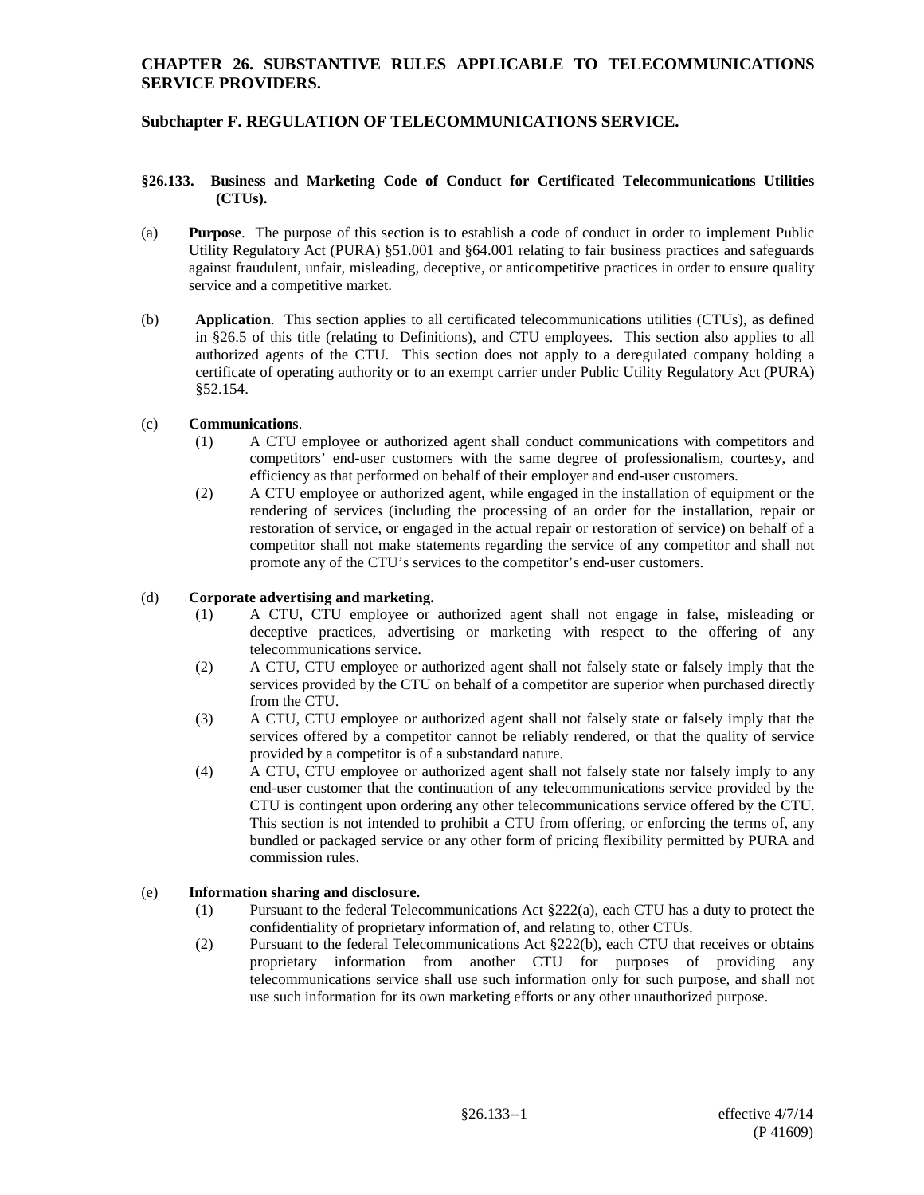# CHAPTER 26. SUBSTANTIVE RULES APPLICABLE TO TELECOMMUNICATIONS SERVICE PROVIDERS.

## Subchapter F. REGULATION OF TELECOMMUNICATIONS SERVICE.

### §26.133. Business and Marketing Code of Conduct for Certificated Telecommunications Utilities (CTUs).

(a) **Purpose**. The purpose of this section is to establish a code of conduct in order to implement Public Utility Regulatory Act (PURA) §51.001 and §64.001 relating to fair business practices and safeguards against fraudulent, unfair, misleading, deceptive, or anticompetitive practices in order to ensure quality service and a competitive market.

(b) **Application**. This section applies to all certificated telecommunications utilities (CTUs), as defined in §26.5 of this title (relating to Definitions), and CTU employees. This section also applies to all authorized agents of the CTU. This section does not apply to a deregulated company holding a certificate of operating authority or to an exempt carrier under Public Utility Regulatory Act (PURA) §52.154.

(c) **Communications**.

(1) A CTU employee or authorized agent shall conduct communications with competitors and competitors' end-user customers with the same degree of professionalism, courtesy, and efficiency as that performed on behalf of their employer and end-user customers.

(2) A CTU employee or authorized agent, while engaged in the installation of equipment or the rendering of services (including the processing of an order for the installation, repair or restoration of service, or engaged in the actual repair or restoration of service) on behalf of a competitor shall not make statements regarding the service of any competitor and shall not promote any of the CTU's services to the competitor's end-user customers.

(d) **Corporate advertising and marketing.**

(1) A CTU, CTU employee or authorized agent shall not engage in false, misleading or deceptive practices, advertising or marketing with respect to the offering of any telecommunications service.

(2) A CTU, CTU employee or authorized agent shall not falsely state or falsely imply that the services provided by the CTU on behalf of a competitor are superior when purchased directly from the CTU.

(3) A CTU, CTU employee or authorized agent shall not falsely state or falsely imply that the services offered by a competitor cannot be reliably rendered, or that the quality of service provided by a competitor is of a substandard nature.

(4) A CTU, CTU employee or authorized agent shall not falsely state nor falsely imply to any end-user customer that the continuation of any telecommunications service provided by the CTU is contingent upon ordering any other telecommunications service offered by the CTU. This section is not intended to prohibit a CTU from offering, or enforcing the terms of, any bundled or packaged service or any other form of pricing flexibility permitted by PURA and commission rules.

(e) **Information sharing and disclosure.**

(1) Pursuant to the federal Telecommunications Act §222(a), each CTU has a duty to protect the confidentiality of proprietary information of, and relating to, other CTUs.

(2) Pursuant to the federal Telecommunications Act §222(b), each CTU that receives or obtains proprietary information from another CTU for purposes of providing any telecommunications service shall use such information only for such purpose, and shall not use such information for its own marketing efforts or any other unauthorized purpose.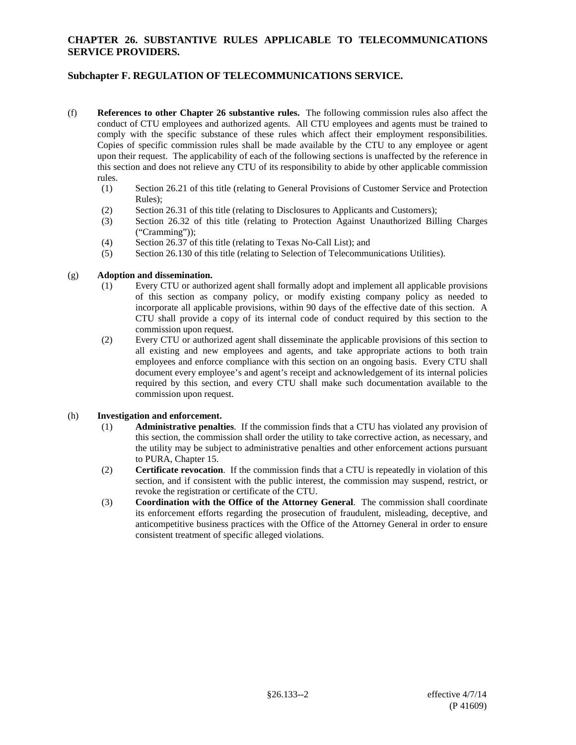(f) **References to other Chapter 26 substantive rules.** The following commission rules also affect the conduct of CTU employees and authorized agents. All CTU employees and agents must be trained to comply with the specific substance of these rules which affect their employment responsibilities. Copies of specific commission rules shall be made available by the CTU to any employee or agent upon their request. The applicability of each of the following sections is unaffected by the reference in this section and does not relieve any CTU of its responsibility to abide by other applicable commission rules.

(1) Section 26.21 of this title (relating to General Provisions of Customer Service and Protection Rules);

(2) Section 26.31 of this title (relating to Disclosures to Applicants and Customers);

(3) Section 26.32 of this title (relating to Protection Against Unauthorized Billing Charges ("Cramming"));

(4) Section 26.37 of this title (relating to Texas No-Call List); and

(5) Section 26.130 of this title (relating to Selection of Telecommunications Utilities).

(g) **Adoption and dissemination.**

(1) Every CTU or authorized agent shall formally adopt and implement all applicable provisions of this section as company policy, or modify existing company policy as needed to incorporate all applicable provisions, within 90 days of the effective date of this section. A CTU shall provide a copy of its internal code of conduct required by this section to the commission upon request.

(2) Every CTU or authorized agent shall disseminate the applicable provisions of this section to all existing and new employees and agents, and take appropriate actions to both train employees and enforce compliance with this section on an ongoing basis. Every CTU shall document every employee's and agent's receipt and acknowledgement of its internal policies required by this section, and every CTU shall make such documentation available to the commission upon request.

(h) **Investigation and enforcement.**

(1) **Administrative penalties**. If the commission finds that a CTU has violated any provision of this section, the commission shall order the utility to take corrective action, as necessary, and the utility may be subject to administrative penalties and other enforcement actions pursuant to PURA, Chapter 15.

(2) **Certificate revocation**. If the commission finds that a CTU is repeatedly in violation of this section, and if consistent with the public interest, the commission may suspend, restrict, or revoke the registration or certificate of the CTU.

(3) **Coordination with the Office of the Attorney General**. The commission shall coordinate its enforcement efforts regarding the prosecution of fraudulent, misleading, deceptive, and anticompetitive business practices with the Office of the Attorney General in order to ensure consistent treatment of specific alleged violations.